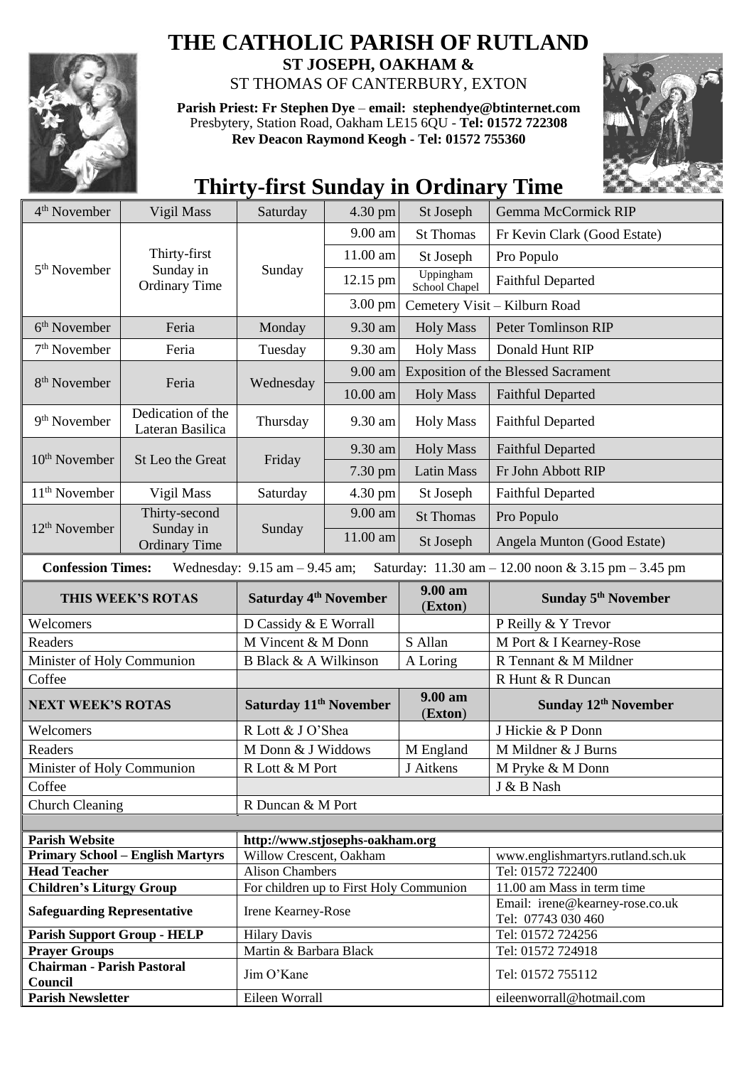# THE CATHOLIC PARISH OF RUTLAND

**ST JOSEPH, OAKHAM &**

ST THOMAS OF CANTERBURY, EXTON

**Parish Priest: Fr Stephen Dye** – **email: stephendye@btinternet.com**
Presbytery, Station Road, Oakham LE15 6QU - **Tel: 01572 722308**
**Rev Deacon Raymond Keogh - Tel: 01572 755360**

## Thirty-first Sunday in Ordinary Time

| | | | | | |
|---|---|---|---|---|---|
| 4th November | Vigil Mass | Saturday | 4.30 pm | St Joseph | Gemma McCormick RIP |
| 5th November | Thirty-first Sunday in Ordinary Time | Sunday | 9.00 am | St Thomas | Fr Kevin Clark (Good Estate) |
| | | | 11.00 am | St Joseph | Pro Populo |
| | | | 12.15 pm | Uppingham School Chapel | Faithful Departed |
| | | | 3.00 pm | Cemetery Visit – Kilburn Road | |
| 6th November | Feria | Monday | 9.30 am | Holy Mass | Peter Tomlinson RIP |
| 7th November | Feria | Tuesday | 9.30 am | Holy Mass | Donald Hunt RIP |
| 8th November | Feria | Wednesday | 9.00 am | Exposition of the Blessed Sacrament | |
| | | | 10.00 am | Holy Mass | Faithful Departed |
| 9th November | Dedication of the Lateran Basilica | Thursday | 9.30 am | Holy Mass | Faithful Departed |
| 10th November | St Leo the Great | Friday | 9.30 am | Holy Mass | Faithful Departed |
| | | | 7.30 pm | Latin Mass | Fr John Abbott RIP |
| 11th November | Vigil Mass | Saturday | 4.30 pm | St Joseph | Faithful Departed |
| 12th November | Thirty-second Sunday in Ordinary Time | Sunday | 9.00 am | St Thomas | Pro Populo |
| | | | 11.00 am | St Joseph | Angela Munton (Good Estate) |

**Confession Times:** Wednesday: 9.15 am – 9.45 am; Saturday: 11.30 am – 12.00 noon & 3.15 pm – 3.45 pm

| THIS WEEK'S ROTAS | Saturday 4th November | 9.00 am (Exton) | Sunday 5th November |
|---|---|---|---|
| Welcomers | D Cassidy & E Worrall | | P Reilly & Y Trevor |
| Readers | M Vincent & M Donn | S Allan | M Port & I Kearney-Rose |
| Minister of Holy Communion | B Black & A Wilkinson | A Loring | R Tennant & M Mildner |
| Coffee | | | R Hunt & R Duncan |
| **NEXT WEEK'S ROTAS** | **Saturday 11th November** | **9.00 am (Exton)** | **Sunday 12th November** |
| Welcomers | R Lott & J O'Shea | | J Hickie & P Donn |
| Readers | M Donn & J Widdows | M England | M Mildner & J Burns |
| Minister of Holy Communion | R Lott & M Port | J Aitkens | M Pryke & M Donn |
| Coffee | | | J & B Nash |
| Church Cleaning | R Duncan & M Port | | |

| | | |
|---|---|---|
| **Parish Website** | http://www.stjosephs-oakham.org | |
| **Primary School – English Martyrs** | Willow Crescent, Oakham | www.englishmartyrs.rutland.sch.uk |
| **Head Teacher** | Alison Chambers | Tel: 01572 722400 |
| **Children's Liturgy Group** | For children up to First Holy Communion | 11.00 am Mass in term time |
| **Safeguarding Representative** | Irene Kearney-Rose | Email: irene@kearney-rose.co.uk Tel: 07743 030 460 |
| **Parish Support Group - HELP** | Hilary Davis | Tel: 01572 724256 |
| **Prayer Groups** | Martin & Barbara Black | Tel: 01572 724918 |
| **Chairman - Parish Pastoral Council** | Jim O'Kane | Tel: 01572 755112 |
| **Parish Newsletter** | Eileen Worrall | eileenworrall@hotmail.com |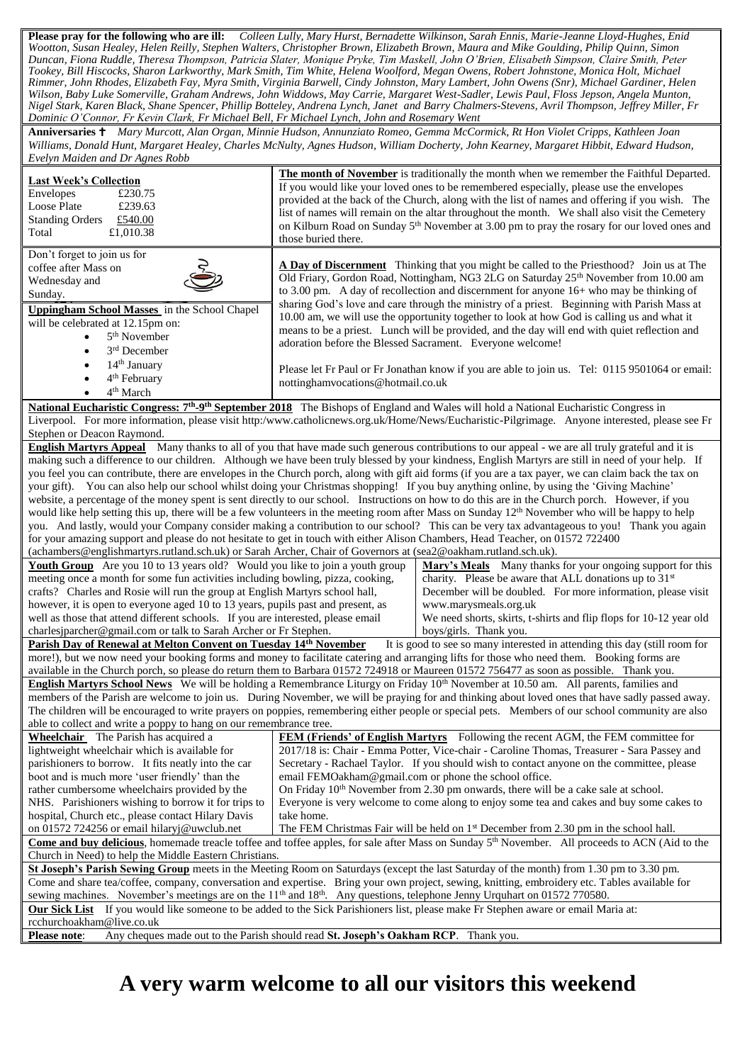**Please pray for the following who are ill:** *Colleen Lully, Mary Hurst, Bernadette Wilkinson, Sarah Ennis, Marie-Jeanne Lloyd-Hughes, Enid Wootton, Susan Healey, Helen Reilly, Stephen Walters, Christopher Brown, Elizabeth Brown, Maura and Mike Goulding, Philip Quinn, Simon Duncan, Fiona Ruddle, Theresa Thompson, Patricia Slater, Monique Pryke, Tim Maskell, John O'Brien, Elisabeth Simpson, Claire Smith, Peter Tookey, Bill Hiscocks, Sharon Larkworthy, Mark Smith, Tim White, Helena Woolford, Megan Owens, Robert Johnstone, Monica Holt, Michael Rimmer, John Rhodes, Elizabeth Fay, Myra Smith, Virginia Barwell, Cindy Johnston, Mary Lambert, John Owens (Snr), Michael Gardiner, Helen Wilson, Baby Luke Somerville, Graham Andrews, John Widdows, May Carrie, Margaret West-Sadler, Lewis Paul, Floss Jepson, Angela Munton, Nigel Stark, Karen Black, Shane Spencer, Phillip Botteley, Andrena Lynch, Janet and Barry Chalmers-Stevens, Avril Thompson, Jeffrey Miller, Fr Dominic O'Connor, Fr Kevin Clark, Fr Michael Bell, Fr Michael Lynch, John and Rosemary Went*

**Anniversaries ✝** *Mary Murcott, Alan Organ, Minnie Hudson, Annunziato Romeo, Gemma McCormick, Rt Hon Violet Cripps, Kathleen Joan Williams, Donald Hunt, Margaret Healey, Charles McNulty, Agnes Hudson, William Docherty, John Kearney, Margaret Hibbit, Edward Hudson, Evelyn Maiden and Dr Agnes Robb*

**Last Week's Collection**

| | |
|---|---|
| Envelopes | £230.75 |
| Loose Plate | £239.63 |
| Standing Orders | £540.00 |
| Total | £1,010.38 |

**The month of November** is traditionally the month when we remember the Faithful Departed. If you would like your loved ones to be remembered especially, please use the envelopes provided at the back of the Church, along with the list of names and offering if you wish. The list of names will remain on the altar throughout the month. We shall also visit the Cemetery on Kilburn Road on Sunday 5th November at 3.00 pm to pray the rosary for our loved ones and those buried there.

Don't forget to join us for coffee after Mass on Wednesday and Sunday.

**Uppingham School Masses** in the School Chapel will be celebrated at 12.15pm on:

- 5th November
- 3rd December
- 14th January
- 4th February
- 4th March

**A Day of Discernment** Thinking that you might be called to the Priesthood? Join us at The Old Friary, Gordon Road, Nottingham, NG3 2LG on Saturday 25th November from 10.00 am to 3.00 pm. A day of recollection and discernment for anyone 16+ who may be thinking of sharing God's love and care through the ministry of a priest. Beginning with Parish Mass at 10.00 am, we will use the opportunity together to look at how God is calling us and what it means to be a priest. Lunch will be provided, and the day will end with quiet reflection and adoration before the Blessed Sacrament. Everyone welcome!

Please let Fr Paul or Fr Jonathan know if you are able to join us. Tel: 0115 9501064 or email: nottinghamvocations@hotmail.co.uk

**National Eucharistic Congress: 7th-9th September 2018** The Bishops of England and Wales will hold a National Eucharistic Congress in Liverpool. For more information, please visit http:/www.catholicnews.org.uk/Home/News/Eucharistic-Pilgrimage. Anyone interested, please see Fr Stephen or Deacon Raymond.

**English Martyrs Appeal** Many thanks to all of you that have made such generous contributions to our appeal - we are all truly grateful and it is making such a difference to our children. Although we have been truly blessed by your kindness, English Martyrs are still in need of your help. If you feel you can contribute, there are envelopes in the Church porch, along with gift aid forms (if you are a tax payer, we can claim back the tax on your gift). You can also help our school whilst doing your Christmas shopping! If you buy anything online, by using the 'Giving Machine' website, a percentage of the money spent is sent directly to our school. Instructions on how to do this are in the Church porch. However, if you would like help setting this up, there will be a few volunteers in the meeting room after Mass on Sunday 12th November who will be happy to help you. And lastly, would your Company consider making a contribution to our school? This can be very tax advantageous to you! Thank you again for your amazing support and please do not hesitate to get in touch with either Alison Chambers, Head Teacher, on 01572 722400 (achambers@englishmartyrs.rutland.sch.uk) or Sarah Archer, Chair of Governors at (sea2@oakham.rutland.sch.uk).

**Youth Group** Are you 10 to 13 years old? Would you like to join a youth group meeting once a month for some fun activities including bowling, pizza, cooking, crafts? Charles and Rosie will run the group at English Martyrs school hall, however, it is open to everyone aged 10 to 13 years, pupils past and present, as well as those that attend different schools. If you are interested, please email charlesjparcher@gmail.com or talk to Sarah Archer or Fr Stephen.

**Mary's Meals** Many thanks for your ongoing support for this charity. Please be aware that ALL donations up to 31st December will be doubled. For more information, please visit www.marysmeals.org.uk

We need shorts, skirts, t-shirts and flip flops for 10-12 year old boys/girls. Thank you.

**Parish Day of Renewal at Melton Convent on Tuesday 14th November** It is good to see so many interested in attending this day (still room for more!), but we now need your booking forms and money to facilitate catering and arranging lifts for those who need them. Booking forms are available in the Church porch, so please do return them to Barbara 01572 724918 or Maureen 01572 756477 as soon as possible. Thank you.

**English Martyrs School News** We will be holding a Remembrance Liturgy on Friday 10th November at 10.50 am. All parents, families and members of the Parish are welcome to join us. During November, we will be praying for and thinking about loved ones that have sadly passed away. The children will be encouraged to write prayers on poppies, remembering either people or special pets. Members of our school community are also able to collect and write a poppy to hang on our remembrance tree.

**Wheelchair** The Parish has acquired a lightweight wheelchair which is available for parishioners to borrow. It fits neatly into the car boot and is much more 'user friendly' than the rather cumbersome wheelchairs provided by the NHS. Parishioners wishing to borrow it for trips to hospital, Church etc., please contact Hilary Davis on 01572 724256 or email hilaryj@uwclub.net

**FEM (Friends' of English Martyrs** Following the recent AGM, the FEM committee for 2017/18 is: Chair - Emma Potter, Vice-chair - Caroline Thomas, Treasurer - Sara Passey and Secretary - Rachael Taylor. If you should wish to contact anyone on the committee, please email FEMOakham@gmail.com or phone the school office.

On Friday 10th November from 2.30 pm onwards, there will be a cake sale at school. Everyone is very welcome to come along to enjoy some tea and cakes and buy some cakes to take home.

The FEM Christmas Fair will be held on 1st December from 2.30 pm in the school hall.

**Come and buy delicious**, homemade treacle toffee and toffee apples, for sale after Mass on Sunday 5th November. All proceeds to ACN (Aid to the Church in Need) to help the Middle Eastern Christians.

**St Joseph's Parish Sewing Group** meets in the Meeting Room on Saturdays (except the last Saturday of the month) from 1.30 pm to 3.30 pm. Come and share tea/coffee, company, conversation and expertise. Bring your own project, sewing, knitting, embroidery etc. Tables available for sewing machines. November's meetings are on the 11th and 18th. Any questions, telephone Jenny Urquhart on 01572 770580.

**Our Sick List** If you would like someone to be added to the Sick Parishioners list, please make Fr Stephen aware or email Maria at: rcchurchoakham@live.co.uk

**Please note**: Any cheques made out to the Parish should read **St. Joseph's Oakham RCP**. Thank you.

# A very warm welcome to all our visitors this weekend